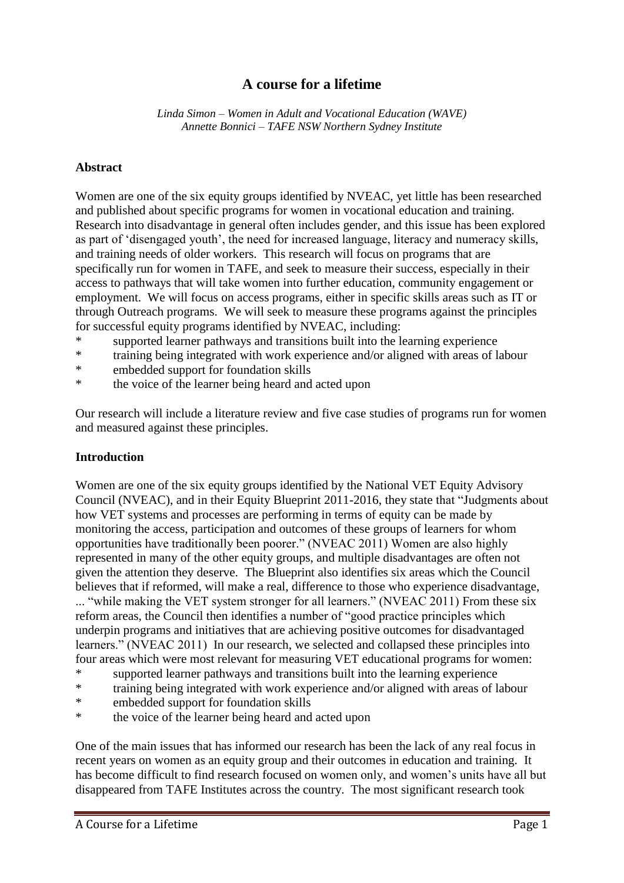# A course for a lifetime

*Linda Simon – Women in Adult and Vocational Education (WAVE)*
*Annette Bonnici – TAFE NSW Northern Sydney Institute*

**Abstract**

Women are one of the six equity groups identified by NVEAC, yet little has been researched and published about specific programs for women in vocational education and training. Research into disadvantage in general often includes gender, and this issue has been explored as part of 'disengaged youth', the need for increased language, literacy and numeracy skills, and training needs of older workers. This research will focus on programs that are specifically run for women in TAFE, and seek to measure their success, especially in their access to pathways that will take women into further education, community engagement or employment. We will focus on access programs, either in specific skills areas such as IT or through Outreach programs. We will seek to measure these programs against the principles for successful equity programs identified by NVEAC, including:

* supported learner pathways and transitions built into the learning experience
* training being integrated with work experience and/or aligned with areas of labour
* embedded support for foundation skills
* the voice of the learner being heard and acted upon

Our research will include a literature review and five case studies of programs run for women and measured against these principles.

**Introduction**

Women are one of the six equity groups identified by the National VET Equity Advisory Council (NVEAC), and in their Equity Blueprint 2011-2016, they state that "Judgments about how VET systems and processes are performing in terms of equity can be made by monitoring the access, participation and outcomes of these groups of learners for whom opportunities have traditionally been poorer." (NVEAC 2011) Women are also highly represented in many of the other equity groups, and multiple disadvantages are often not given the attention they deserve. The Blueprint also identifies six areas which the Council believes that if reformed, will make a real, difference to those who experience disadvantage, ... "while making the VET system stronger for all learners." (NVEAC 2011) From these six reform areas, the Council then identifies a number of "good practice principles which underpin programs and initiatives that are achieving positive outcomes for disadvantaged learners." (NVEAC 2011) In our research, we selected and collapsed these principles into four areas which were most relevant for measuring VET educational programs for women:

* supported learner pathways and transitions built into the learning experience
* training being integrated with work experience and/or aligned with areas of labour
* embedded support for foundation skills
* the voice of the learner being heard and acted upon

One of the main issues that has informed our research has been the lack of any real focus in recent years on women as an equity group and their outcomes in education and training. It has become difficult to find research focused on women only, and women's units have all but disappeared from TAFE Institutes across the country. The most significant research took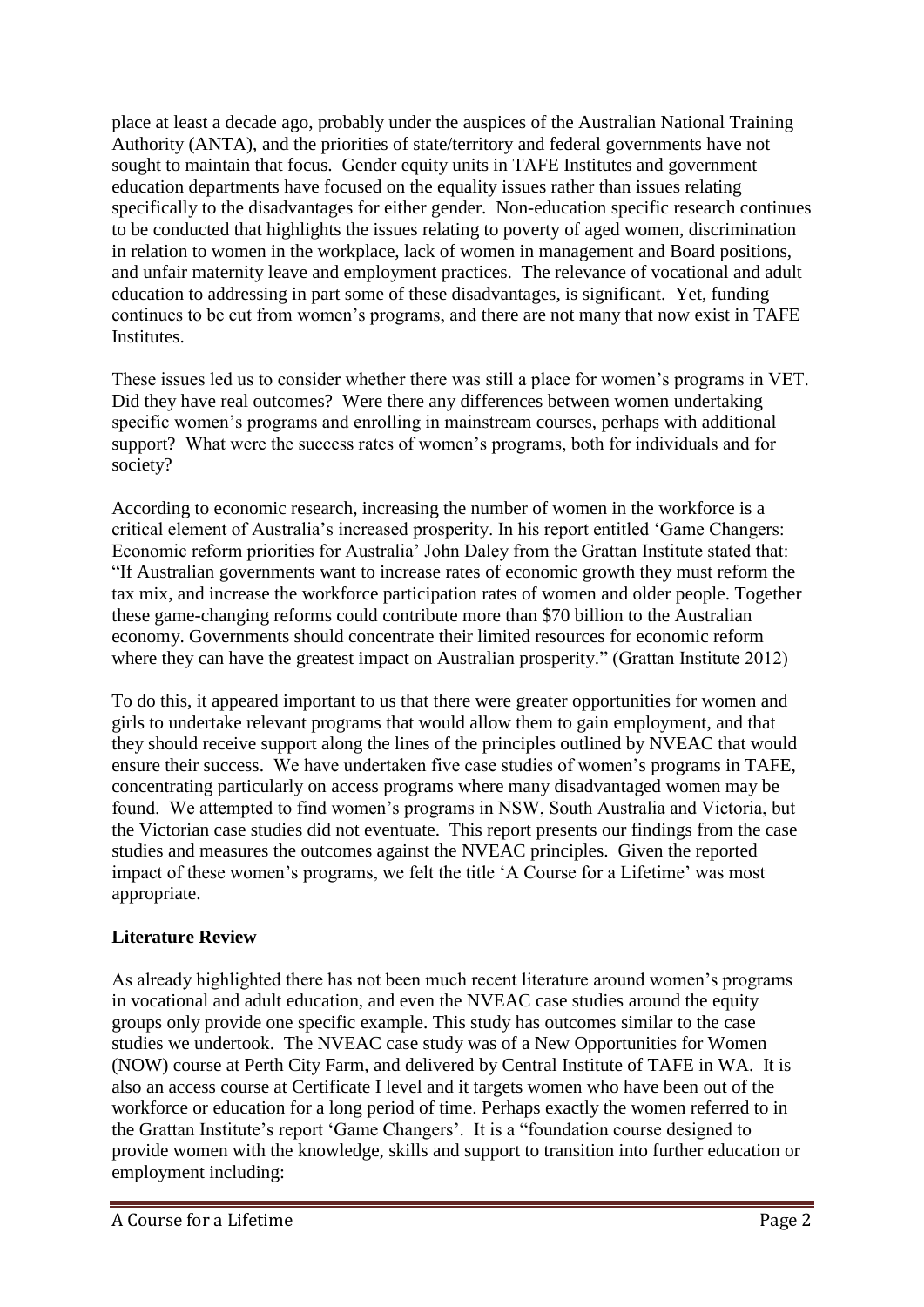place at least a decade ago, probably under the auspices of the Australian National Training Authority (ANTA), and the priorities of state/territory and federal governments have not sought to maintain that focus. Gender equity units in TAFE Institutes and government education departments have focused on the equality issues rather than issues relating specifically to the disadvantages for either gender. Non-education specific research continues to be conducted that highlights the issues relating to poverty of aged women, discrimination in relation to women in the workplace, lack of women in management and Board positions, and unfair maternity leave and employment practices. The relevance of vocational and adult education to addressing in part some of these disadvantages, is significant. Yet, funding continues to be cut from women's programs, and there are not many that now exist in TAFE Institutes.

These issues led us to consider whether there was still a place for women's programs in VET. Did they have real outcomes? Were there any differences between women undertaking specific women's programs and enrolling in mainstream courses, perhaps with additional support? What were the success rates of women's programs, both for individuals and for society?

According to economic research, increasing the number of women in the workforce is a critical element of Australia's increased prosperity. In his report entitled 'Game Changers: Economic reform priorities for Australia' John Daley from the Grattan Institute stated that: "If Australian governments want to increase rates of economic growth they must reform the tax mix, and increase the workforce participation rates of women and older people. Together these game-changing reforms could contribute more than $70 billion to the Australian economy. Governments should concentrate their limited resources for economic reform where they can have the greatest impact on Australian prosperity." (Grattan Institute 2012)

To do this, it appeared important to us that there were greater opportunities for women and girls to undertake relevant programs that would allow them to gain employment, and that they should receive support along the lines of the principles outlined by NVEAC that would ensure their success. We have undertaken five case studies of women's programs in TAFE, concentrating particularly on access programs where many disadvantaged women may be found. We attempted to find women's programs in NSW, South Australia and Victoria, but the Victorian case studies did not eventuate. This report presents our findings from the case studies and measures the outcomes against the NVEAC principles. Given the reported impact of these women's programs, we felt the title 'A Course for a Lifetime' was most appropriate.

**Literature Review**

As already highlighted there has not been much recent literature around women's programs in vocational and adult education, and even the NVEAC case studies around the equity groups only provide one specific example. This study has outcomes similar to the case studies we undertook. The NVEAC case study was of a New Opportunities for Women (NOW) course at Perth City Farm, and delivered by Central Institute of TAFE in WA. It is also an access course at Certificate I level and it targets women who have been out of the workforce or education for a long period of time. Perhaps exactly the women referred to in the Grattan Institute's report 'Game Changers'. It is a "foundation course designed to provide women with the knowledge, skills and support to transition into further education or employment including: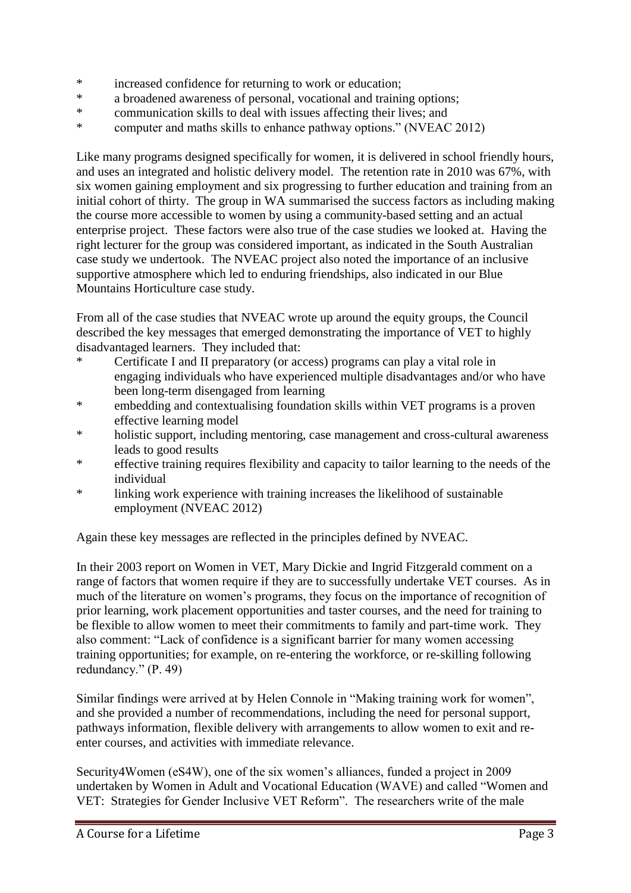* increased confidence for returning to work or education;
* a broadened awareness of personal, vocational and training options;
* communication skills to deal with issues affecting their lives; and
* computer and maths skills to enhance pathway options." (NVEAC 2012)

Like many programs designed specifically for women, it is delivered in school friendly hours, and uses an integrated and holistic delivery model. The retention rate in 2010 was 67%, with six women gaining employment and six progressing to further education and training from an initial cohort of thirty. The group in WA summarised the success factors as including making the course more accessible to women by using a community-based setting and an actual enterprise project. These factors were also true of the case studies we looked at. Having the right lecturer for the group was considered important, as indicated in the South Australian case study we undertook. The NVEAC project also noted the importance of an inclusive supportive atmosphere which led to enduring friendships, also indicated in our Blue Mountains Horticulture case study.

From all of the case studies that NVEAC wrote up around the equity groups, the Council described the key messages that emerged demonstrating the importance of VET to highly disadvantaged learners. They included that:

* Certificate I and II preparatory (or access) programs can play a vital role in engaging individuals who have experienced multiple disadvantages and/or who have been long-term disengaged from learning
* embedding and contextualising foundation skills within VET programs is a proven effective learning model
* holistic support, including mentoring, case management and cross-cultural awareness leads to good results
* effective training requires flexibility and capacity to tailor learning to the needs of the individual
* linking work experience with training increases the likelihood of sustainable employment (NVEAC 2012)

Again these key messages are reflected in the principles defined by NVEAC.

In their 2003 report on Women in VET, Mary Dickie and Ingrid Fitzgerald comment on a range of factors that women require if they are to successfully undertake VET courses. As in much of the literature on women's programs, they focus on the importance of recognition of prior learning, work placement opportunities and taster courses, and the need for training to be flexible to allow women to meet their commitments to family and part-time work. They also comment: "Lack of confidence is a significant barrier for many women accessing training opportunities; for example, on re-entering the workforce, or re-skilling following redundancy." (P. 49)

Similar findings were arrived at by Helen Connole in "Making training work for women", and she provided a number of recommendations, including the need for personal support, pathways information, flexible delivery with arrangements to allow women to exit and re-enter courses, and activities with immediate relevance.

Security4Women (eS4W), one of the six women's alliances, funded a project in 2009 undertaken by Women in Adult and Vocational Education (WAVE) and called "Women and VET: Strategies for Gender Inclusive VET Reform". The researchers write of the male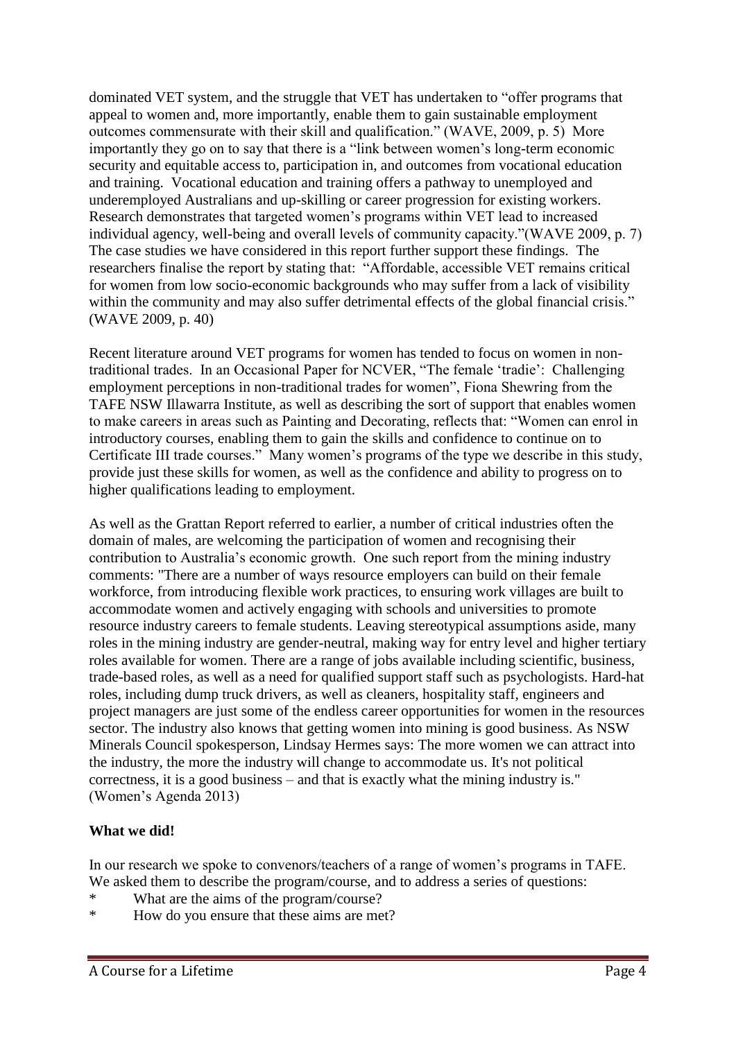dominated VET system, and the struggle that VET has undertaken to "offer programs that appeal to women and, more importantly, enable them to gain sustainable employment outcomes commensurate with their skill and qualification." (WAVE, 2009, p. 5) More importantly they go on to say that there is a "link between women's long-term economic security and equitable access to, participation in, and outcomes from vocational education and training. Vocational education and training offers a pathway to unemployed and underemployed Australians and up-skilling or career progression for existing workers. Research demonstrates that targeted women's programs within VET lead to increased individual agency, well-being and overall levels of community capacity."(WAVE 2009, p. 7) The case studies we have considered in this report further support these findings. The researchers finalise the report by stating that: "Affordable, accessible VET remains critical for women from low socio-economic backgrounds who may suffer from a lack of visibility within the community and may also suffer detrimental effects of the global financial crisis." (WAVE 2009, p. 40)

Recent literature around VET programs for women has tended to focus on women in non-traditional trades. In an Occasional Paper for NCVER, "The female 'tradie': Challenging employment perceptions in non-traditional trades for women", Fiona Shewring from the TAFE NSW Illawarra Institute, as well as describing the sort of support that enables women to make careers in areas such as Painting and Decorating, reflects that: "Women can enrol in introductory courses, enabling them to gain the skills and confidence to continue on to Certificate III trade courses." Many women's programs of the type we describe in this study, provide just these skills for women, as well as the confidence and ability to progress on to higher qualifications leading to employment.

As well as the Grattan Report referred to earlier, a number of critical industries often the domain of males, are welcoming the participation of women and recognising their contribution to Australia's economic growth. One such report from the mining industry comments: "There are a number of ways resource employers can build on their female workforce, from introducing flexible work practices, to ensuring work villages are built to accommodate women and actively engaging with schools and universities to promote resource industry careers to female students. Leaving stereotypical assumptions aside, many roles in the mining industry are gender-neutral, making way for entry level and higher tertiary roles available for women. There are a range of jobs available including scientific, business, trade-based roles, as well as a need for qualified support staff such as psychologists. Hard-hat roles, including dump truck drivers, as well as cleaners, hospitality staff, engineers and project managers are just some of the endless career opportunities for women in the resources sector. The industry also knows that getting women into mining is good business. As NSW Minerals Council spokesperson, Lindsay Hermes says: The more women we can attract into the industry, the more the industry will change to accommodate us. It's not political correctness, it is a good business – and that is exactly what the mining industry is." (Women's Agenda 2013)

**What we did!**

In our research we spoke to convenors/teachers of a range of women's programs in TAFE. We asked them to describe the program/course, and to address a series of questions:

* What are the aims of the program/course?
* How do you ensure that these aims are met?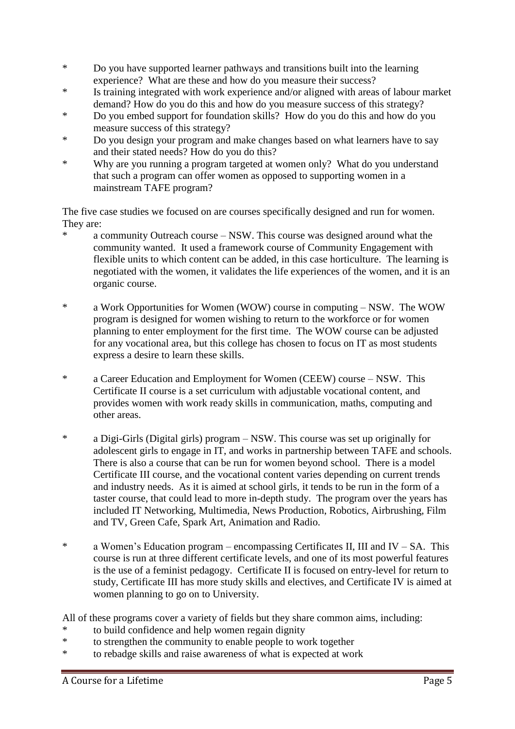- Do you have supported learner pathways and transitions built into the learning experience? What are these and how do you measure their success?
- Is training integrated with work experience and/or aligned with areas of labour market demand? How do you do this and how do you measure success of this strategy?
- Do you embed support for foundation skills? How do you do this and how do you measure success of this strategy?
- Do you design your program and make changes based on what learners have to say and their stated needs? How do you do this?
- Why are you running a program targeted at women only? What do you understand that such a program can offer women as opposed to supporting women in a mainstream TAFE program?

The five case studies we focused on are courses specifically designed and run for women. They are:

- a community Outreach course – NSW. This course was designed around what the community wanted. It used a framework course of Community Engagement with flexible units to which content can be added, in this case horticulture. The learning is negotiated with the women, it validates the life experiences of the women, and it is an organic course.

- a Work Opportunities for Women (WOW) course in computing – NSW. The WOW program is designed for women wishing to return to the workforce or for women planning to enter employment for the first time. The WOW course can be adjusted for any vocational area, but this college has chosen to focus on IT as most students express a desire to learn these skills.

- a Career Education and Employment for Women (CEEW) course – NSW. This Certificate II course is a set curriculum with adjustable vocational content, and provides women with work ready skills in communication, maths, computing and other areas.

- a Digi-Girls (Digital girls) program – NSW. This course was set up originally for adolescent girls to engage in IT, and works in partnership between TAFE and schools. There is also a course that can be run for women beyond school. There is a model Certificate III course, and the vocational content varies depending on current trends and industry needs. As it is aimed at school girls, it tends to be run in the form of a taster course, that could lead to more in-depth study. The program over the years has included IT Networking, Multimedia, News Production, Robotics, Airbrushing, Film and TV, Green Cafe, Spark Art, Animation and Radio.

- a Women's Education program – encompassing Certificates II, III and IV – SA. This course is run at three different certificate levels, and one of its most powerful features is the use of a feminist pedagogy. Certificate II is focused on entry-level for return to study, Certificate III has more study skills and electives, and Certificate IV is aimed at women planning to go on to University.

All of these programs cover a variety of fields but they share common aims, including:

- to build confidence and help women regain dignity
- to strengthen the community to enable people to work together
- to rebadge skills and raise awareness of what is expected at work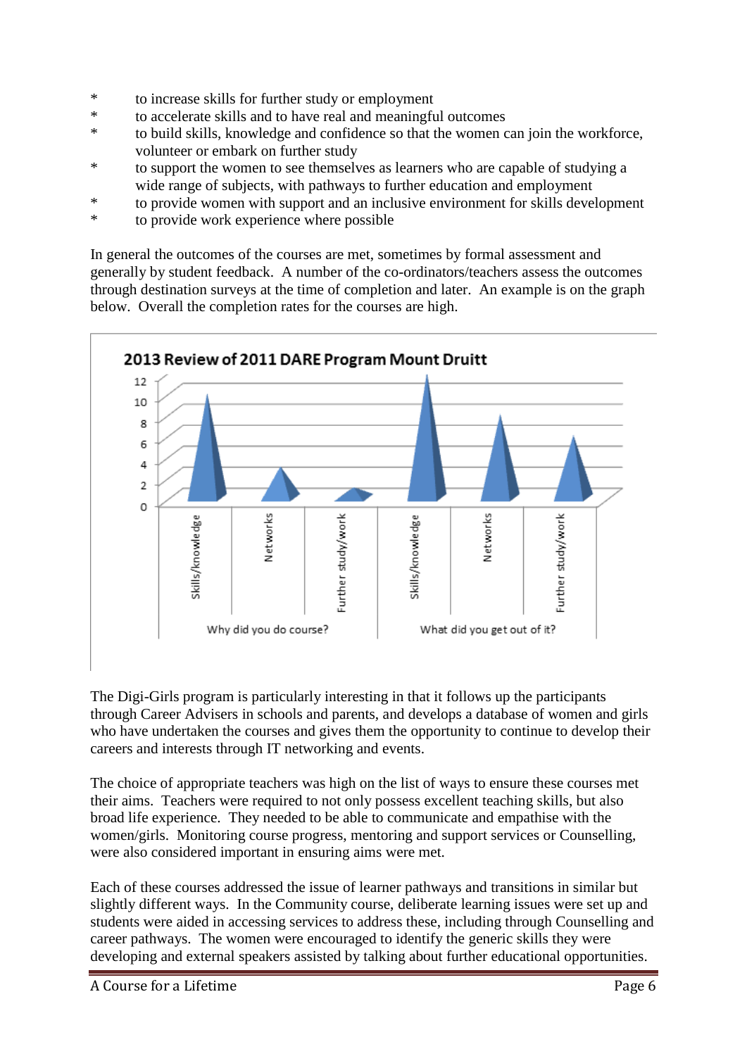- to increase skills for further study or employment
- to accelerate skills and to have real and meaningful outcomes
- to build skills, knowledge and confidence so that the women can join the workforce, volunteer or embark on further study
- to support the women to see themselves as learners who are capable of studying a wide range of subjects, with pathways to further education and employment
- to provide women with support and an inclusive environment for skills development
- to provide work experience where possible

In general the outcomes of the courses are met, sometimes by formal assessment and generally by student feedback. A number of the co-ordinators/teachers assess the outcomes through destination surveys at the time of completion and later. An example is on the graph below. Overall the completion rates for the courses are high.

**2013 Review of 2011 DARE Program Mount Druitt**

| | Skills/knowledge | Networks | Further study/work |
|---|---|---|---|
| Why did you do course? | 10 | 3 | 1 |
| What did you get out of it? | 12 | 8 | 6 |

The Digi-Girls program is particularly interesting in that it follows up the participants through Career Advisers in schools and parents, and develops a database of women and girls who have undertaken the courses and gives them the opportunity to continue to develop their careers and interests through IT networking and events.

The choice of appropriate teachers was high on the list of ways to ensure these courses met their aims. Teachers were required to not only possess excellent teaching skills, but also broad life experience. They needed to be able to communicate and empathise with the women/girls. Monitoring course progress, mentoring and support services or Counselling, were also considered important in ensuring aims were met.

Each of these courses addressed the issue of learner pathways and transitions in similar but slightly different ways. In the Community course, deliberate learning issues were set up and students were aided in accessing services to address these, including through Counselling and career pathways. The women were encouraged to identify the generic skills they were developing and external speakers assisted by talking about further educational opportunities.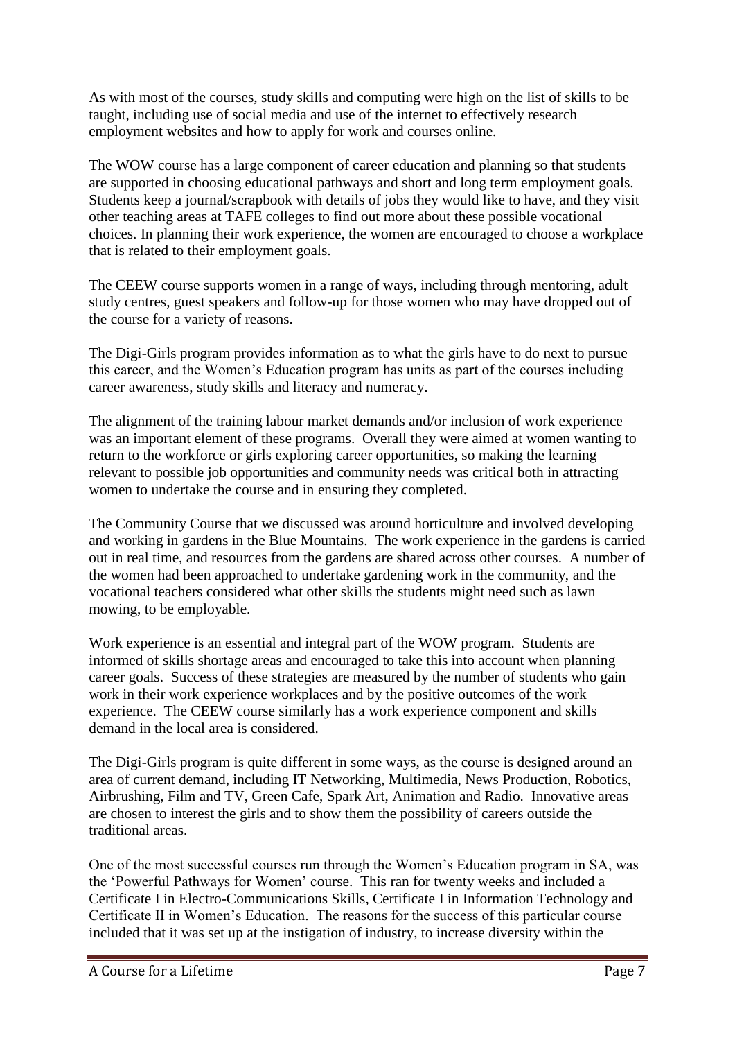As with most of the courses, study skills and computing were high on the list of skills to be taught, including use of social media and use of the internet to effectively research employment websites and how to apply for work and courses online.

The WOW course has a large component of career education and planning so that students are supported in choosing educational pathways and short and long term employment goals. Students keep a journal/scrapbook with details of jobs they would like to have, and they visit other teaching areas at TAFE colleges to find out more about these possible vocational choices. In planning their work experience, the women are encouraged to choose a workplace that is related to their employment goals.

The CEEW course supports women in a range of ways, including through mentoring, adult study centres, guest speakers and follow-up for those women who may have dropped out of the course for a variety of reasons.

The Digi-Girls program provides information as to what the girls have to do next to pursue this career, and the Women's Education program has units as part of the courses including career awareness, study skills and literacy and numeracy.

The alignment of the training labour market demands and/or inclusion of work experience was an important element of these programs. Overall they were aimed at women wanting to return to the workforce or girls exploring career opportunities, so making the learning relevant to possible job opportunities and community needs was critical both in attracting women to undertake the course and in ensuring they completed.

The Community Course that we discussed was around horticulture and involved developing and working in gardens in the Blue Mountains. The work experience in the gardens is carried out in real time, and resources from the gardens are shared across other courses. A number of the women had been approached to undertake gardening work in the community, and the vocational teachers considered what other skills the students might need such as lawn mowing, to be employable.

Work experience is an essential and integral part of the WOW program. Students are informed of skills shortage areas and encouraged to take this into account when planning career goals. Success of these strategies are measured by the number of students who gain work in their work experience workplaces and by the positive outcomes of the work experience. The CEEW course similarly has a work experience component and skills demand in the local area is considered.

The Digi-Girls program is quite different in some ways, as the course is designed around an area of current demand, including IT Networking, Multimedia, News Production, Robotics, Airbrushing, Film and TV, Green Cafe, Spark Art, Animation and Radio. Innovative areas are chosen to interest the girls and to show them the possibility of careers outside the traditional areas.

One of the most successful courses run through the Women's Education program in SA, was the 'Powerful Pathways for Women' course. This ran for twenty weeks and included a Certificate I in Electro-Communications Skills, Certificate I in Information Technology and Certificate II in Women's Education. The reasons for the success of this particular course included that it was set up at the instigation of industry, to increase diversity within the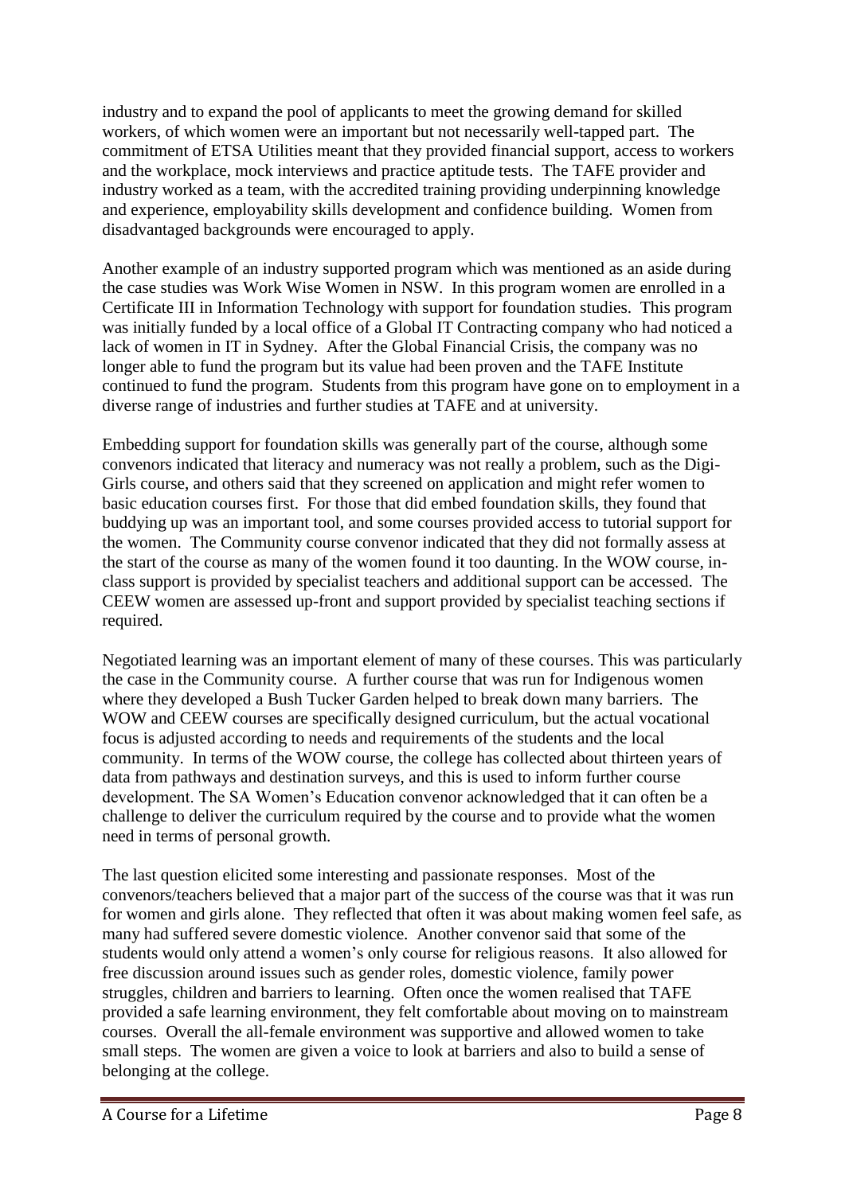industry and to expand the pool of applicants to meet the growing demand for skilled workers, of which women were an important but not necessarily well-tapped part. The commitment of ETSA Utilities meant that they provided financial support, access to workers and the workplace, mock interviews and practice aptitude tests. The TAFE provider and industry worked as a team, with the accredited training providing underpinning knowledge and experience, employability skills development and confidence building. Women from disadvantaged backgrounds were encouraged to apply.

Another example of an industry supported program which was mentioned as an aside during the case studies was Work Wise Women in NSW. In this program women are enrolled in a Certificate III in Information Technology with support for foundation studies. This program was initially funded by a local office of a Global IT Contracting company who had noticed a lack of women in IT in Sydney. After the Global Financial Crisis, the company was no longer able to fund the program but its value had been proven and the TAFE Institute continued to fund the program. Students from this program have gone on to employment in a diverse range of industries and further studies at TAFE and at university.

Embedding support for foundation skills was generally part of the course, although some convenors indicated that literacy and numeracy was not really a problem, such as the Digi-Girls course, and others said that they screened on application and might refer women to basic education courses first. For those that did embed foundation skills, they found that buddying up was an important tool, and some courses provided access to tutorial support for the women. The Community course convenor indicated that they did not formally assess at the start of the course as many of the women found it too daunting. In the WOW course, in-class support is provided by specialist teachers and additional support can be accessed. The CEEW women are assessed up-front and support provided by specialist teaching sections if required.

Negotiated learning was an important element of many of these courses. This was particularly the case in the Community course. A further course that was run for Indigenous women where they developed a Bush Tucker Garden helped to break down many barriers. The WOW and CEEW courses are specifically designed curriculum, but the actual vocational focus is adjusted according to needs and requirements of the students and the local community. In terms of the WOW course, the college has collected about thirteen years of data from pathways and destination surveys, and this is used to inform further course development. The SA Women's Education convenor acknowledged that it can often be a challenge to deliver the curriculum required by the course and to provide what the women need in terms of personal growth.

The last question elicited some interesting and passionate responses. Most of the convenors/teachers believed that a major part of the success of the course was that it was run for women and girls alone. They reflected that often it was about making women feel safe, as many had suffered severe domestic violence. Another convenor said that some of the students would only attend a women's only course for religious reasons. It also allowed for free discussion around issues such as gender roles, domestic violence, family power struggles, children and barriers to learning. Often once the women realised that TAFE provided a safe learning environment, they felt comfortable about moving on to mainstream courses. Overall the all-female environment was supportive and allowed women to take small steps. The women are given a voice to look at barriers and also to build a sense of belonging at the college.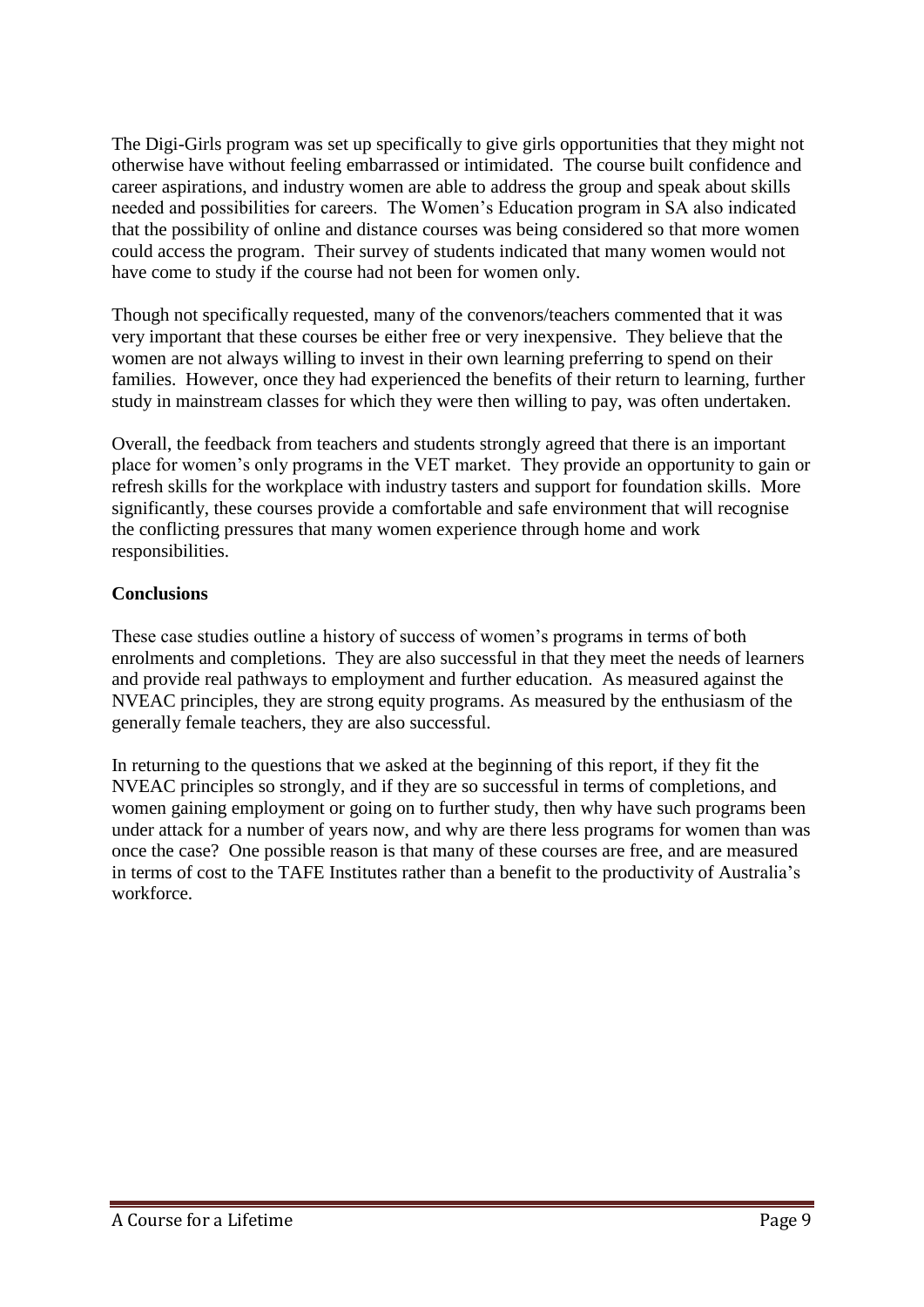The Digi-Girls program was set up specifically to give girls opportunities that they might not otherwise have without feeling embarrassed or intimidated. The course built confidence and career aspirations, and industry women are able to address the group and speak about skills needed and possibilities for careers. The Women's Education program in SA also indicated that the possibility of online and distance courses was being considered so that more women could access the program. Their survey of students indicated that many women would not have come to study if the course had not been for women only.

Though not specifically requested, many of the convenors/teachers commented that it was very important that these courses be either free or very inexpensive. They believe that the women are not always willing to invest in their own learning preferring to spend on their families. However, once they had experienced the benefits of their return to learning, further study in mainstream classes for which they were then willing to pay, was often undertaken.

Overall, the feedback from teachers and students strongly agreed that there is an important place for women's only programs in the VET market. They provide an opportunity to gain or refresh skills for the workplace with industry tasters and support for foundation skills. More significantly, these courses provide a comfortable and safe environment that will recognise the conflicting pressures that many women experience through home and work responsibilities.

**Conclusions**

These case studies outline a history of success of women's programs in terms of both enrolments and completions. They are also successful in that they meet the needs of learners and provide real pathways to employment and further education. As measured against the NVEAC principles, they are strong equity programs. As measured by the enthusiasm of the generally female teachers, they are also successful.

In returning to the questions that we asked at the beginning of this report, if they fit the NVEAC principles so strongly, and if they are so successful in terms of completions, and women gaining employment or going on to further study, then why have such programs been under attack for a number of years now, and why are there less programs for women than was once the case? One possible reason is that many of these courses are free, and are measured in terms of cost to the TAFE Institutes rather than a benefit to the productivity of Australia's workforce.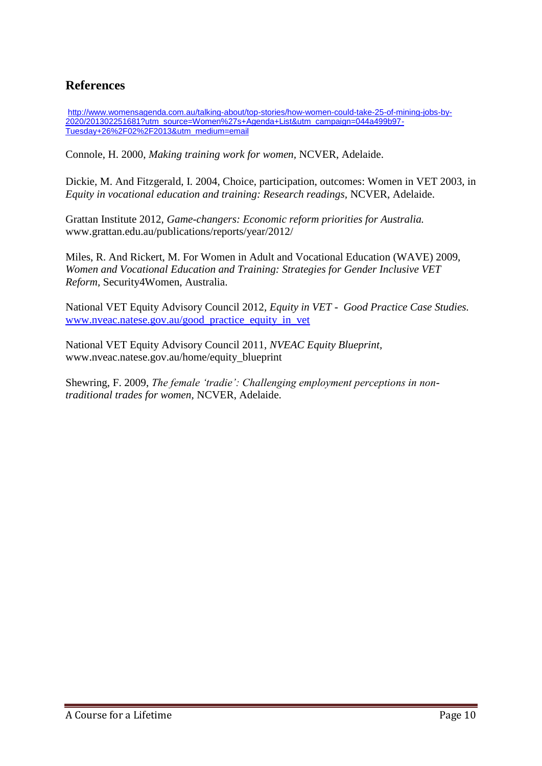## References

http://www.womensagenda.com.au/talking-about/top-stories/how-women-could-take-25-of-mining-jobs-by-2020/201302251681?utm_source=Women%27s+Agenda+List&utm_campaign=044a499b97-Tuesday+26%2F02%2F2013&utm_medium=email

Connole, H. 2000, *Making training work for women*, NCVER, Adelaide.

Dickie, M. And Fitzgerald, I. 2004, Choice, participation, outcomes: Women in VET 2003, in *Equity in vocational education and training: Research readings*, NCVER, Adelaide.

Grattan Institute 2012, *Game-changers: Economic reform priorities for Australia.* www.grattan.edu.au/publications/reports/year/2012/

Miles, R. And Rickert, M. For Women in Adult and Vocational Education (WAVE) 2009, *Women and Vocational Education and Training: Strategies for Gender Inclusive VET Reform,* Security4Women, Australia.

National VET Equity Advisory Council 2012, *Equity in VET - Good Practice Case Studies.* www.nveac.natese.gov.au/good_practice_equity_in_vet

National VET Equity Advisory Council 2011, *NVEAC Equity Blueprint,* www.nveac.natese.gov.au/home/equity_blueprint

Shewring, F. 2009, *The female 'tradie': Challenging employment perceptions in non-traditional trades for women,* NCVER, Adelaide.